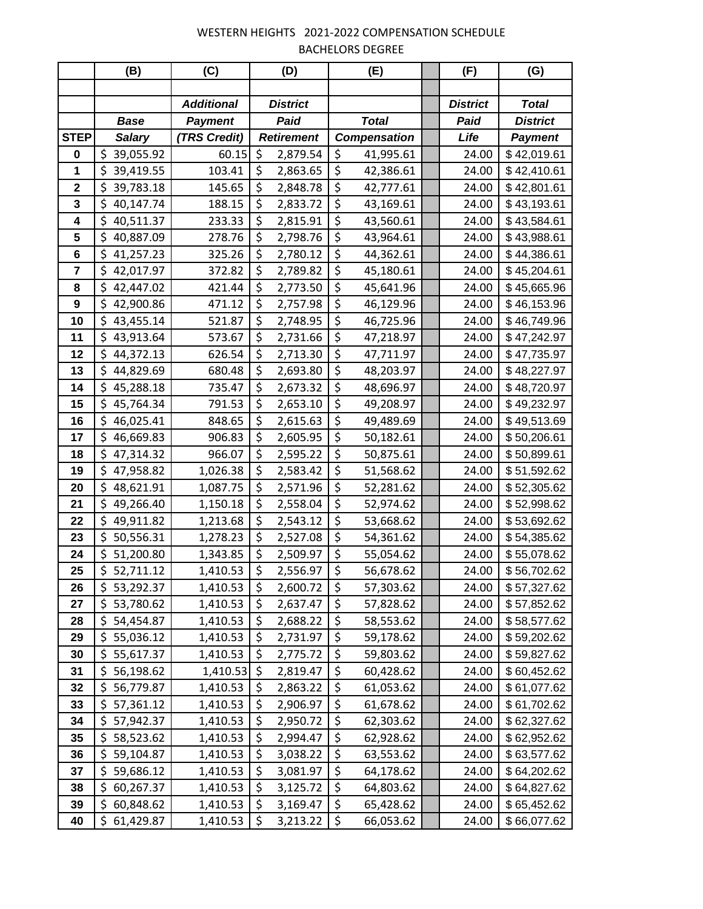# WESTERN HEIGHTS 2021-2022 COMPENSATION SCHEDULE

## BACHELORS DEGREE

| | (B) | (C) | (D) | (E) | | (F) | (G) |
|---|---|---|---|---|---|---|---|
| | | | | | | | |
| | | *Additional* | *District* | | | *District* | *Total* |
| | *Base* | *Payment* | *Paid* | *Total* | | *Paid* | *District* |
| **STEP** | *Salary* | *(TRS Credit)* | *Retirement* | *Compensation* | | *Life* | *Payment* |
| **0** | $ 39,055.92 | 60.15 | $ 2,879.54 | $ 41,995.61 | | 24.00 | $ 42,019.61 |
| **1** | $ 39,419.55 | 103.41 | $ 2,863.65 | $ 42,386.61 | | 24.00 | $ 42,410.61 |
| **2** | $ 39,783.18 | 145.65 | $ 2,848.78 | $ 42,777.61 | | 24.00 | $ 42,801.61 |
| **3** | $ 40,147.74 | 188.15 | $ 2,833.72 | $ 43,169.61 | | 24.00 | $ 43,193.61 |
| **4** | $ 40,511.37 | 233.33 | $ 2,815.91 | $ 43,560.61 | | 24.00 | $ 43,584.61 |
| **5** | $ 40,887.09 | 278.76 | $ 2,798.76 | $ 43,964.61 | | 24.00 | $ 43,988.61 |
| **6** | $ 41,257.23 | 325.26 | $ 2,780.12 | $ 44,362.61 | | 24.00 | $ 44,386.61 |
| **7** | $ 42,017.97 | 372.82 | $ 2,789.82 | $ 45,180.61 | | 24.00 | $ 45,204.61 |
| **8** | $ 42,447.02 | 421.44 | $ 2,773.50 | $ 45,641.96 | | 24.00 | $ 45,665.96 |
| **9** | $ 42,900.86 | 471.12 | $ 2,757.98 | $ 46,129.96 | | 24.00 | $ 46,153.96 |
| **10** | $ 43,455.14 | 521.87 | $ 2,748.95 | $ 46,725.96 | | 24.00 | $ 46,749.96 |
| **11** | $ 43,913.64 | 573.67 | $ 2,731.66 | $ 47,218.97 | | 24.00 | $ 47,242.97 |
| **12** | $ 44,372.13 | 626.54 | $ 2,713.30 | $ 47,711.97 | | 24.00 | $ 47,735.97 |
| **13** | $ 44,829.69 | 680.48 | $ 2,693.80 | $ 48,203.97 | | 24.00 | $ 48,227.97 |
| **14** | $ 45,288.18 | 735.47 | $ 2,673.32 | $ 48,696.97 | | 24.00 | $ 48,720.97 |
| **15** | $ 45,764.34 | 791.53 | $ 2,653.10 | $ 49,208.97 | | 24.00 | $ 49,232.97 |
| **16** | $ 46,025.41 | 848.65 | $ 2,615.63 | $ 49,489.69 | | 24.00 | $ 49,513.69 |
| **17** | $ 46,669.83 | 906.83 | $ 2,605.95 | $ 50,182.61 | | 24.00 | $ 50,206.61 |
| **18** | $ 47,314.32 | 966.07 | $ 2,595.22 | $ 50,875.61 | | 24.00 | $ 50,899.61 |
| **19** | $ 47,958.82 | 1,026.38 | $ 2,583.42 | $ 51,568.62 | | 24.00 | $ 51,592.62 |
| **20** | $ 48,621.91 | 1,087.75 | $ 2,571.96 | $ 52,281.62 | | 24.00 | $ 52,305.62 |
| **21** | $ 49,266.40 | 1,150.18 | $ 2,558.04 | $ 52,974.62 | | 24.00 | $ 52,998.62 |
| **22** | $ 49,911.82 | 1,213.68 | $ 2,543.12 | $ 53,668.62 | | 24.00 | $ 53,692.62 |
| **23** | $ 50,556.31 | 1,278.23 | $ 2,527.08 | $ 54,361.62 | | 24.00 | $ 54,385.62 |
| **24** | $ 51,200.80 | 1,343.85 | $ 2,509.97 | $ 55,054.62 | | 24.00 | $ 55,078.62 |
| **25** | $ 52,711.12 | 1,410.53 | $ 2,556.97 | $ 56,678.62 | | 24.00 | $ 56,702.62 |
| **26** | $ 53,292.37 | 1,410.53 | $ 2,600.72 | $ 57,303.62 | | 24.00 | $ 57,327.62 |
| **27** | $ 53,780.62 | 1,410.53 | $ 2,637.47 | $ 57,828.62 | | 24.00 | $ 57,852.62 |
| **28** | $ 54,454.87 | 1,410.53 | $ 2,688.22 | $ 58,553.62 | | 24.00 | $ 58,577.62 |
| **29** | $ 55,036.12 | 1,410.53 | $ 2,731.97 | $ 59,178.62 | | 24.00 | $ 59,202.62 |
| **30** | $ 55,617.37 | 1,410.53 | $ 2,775.72 | $ 59,803.62 | | 24.00 | $ 59,827.62 |
| **31** | $ 56,198.62 | 1,410.53 | $ 2,819.47 | $ 60,428.62 | | 24.00 | $ 60,452.62 |
| **32** | $ 56,779.87 | 1,410.53 | $ 2,863.22 | $ 61,053.62 | | 24.00 | $ 61,077.62 |
| **33** | $ 57,361.12 | 1,410.53 | $ 2,906.97 | $ 61,678.62 | | 24.00 | $ 61,702.62 |
| **34** | $ 57,942.37 | 1,410.53 | $ 2,950.72 | $ 62,303.62 | | 24.00 | $ 62,327.62 |
| **35** | $ 58,523.62 | 1,410.53 | $ 2,994.47 | $ 62,928.62 | | 24.00 | $ 62,952.62 |
| **36** | $ 59,104.87 | 1,410.53 | $ 3,038.22 | $ 63,553.62 | | 24.00 | $ 63,577.62 |
| **37** | $ 59,686.12 | 1,410.53 | $ 3,081.97 | $ 64,178.62 | | 24.00 | $ 64,202.62 |
| **38** | $ 60,267.37 | 1,410.53 | $ 3,125.72 | $ 64,803.62 | | 24.00 | $ 64,827.62 |
| **39** | $ 60,848.62 | 1,410.53 | $ 3,169.47 | $ 65,428.62 | | 24.00 | $ 65,452.62 |
| **40** | $ 61,429.87 | 1,410.53 | $ 3,213.22 | $ 66,053.62 | | 24.00 | $ 66,077.62 |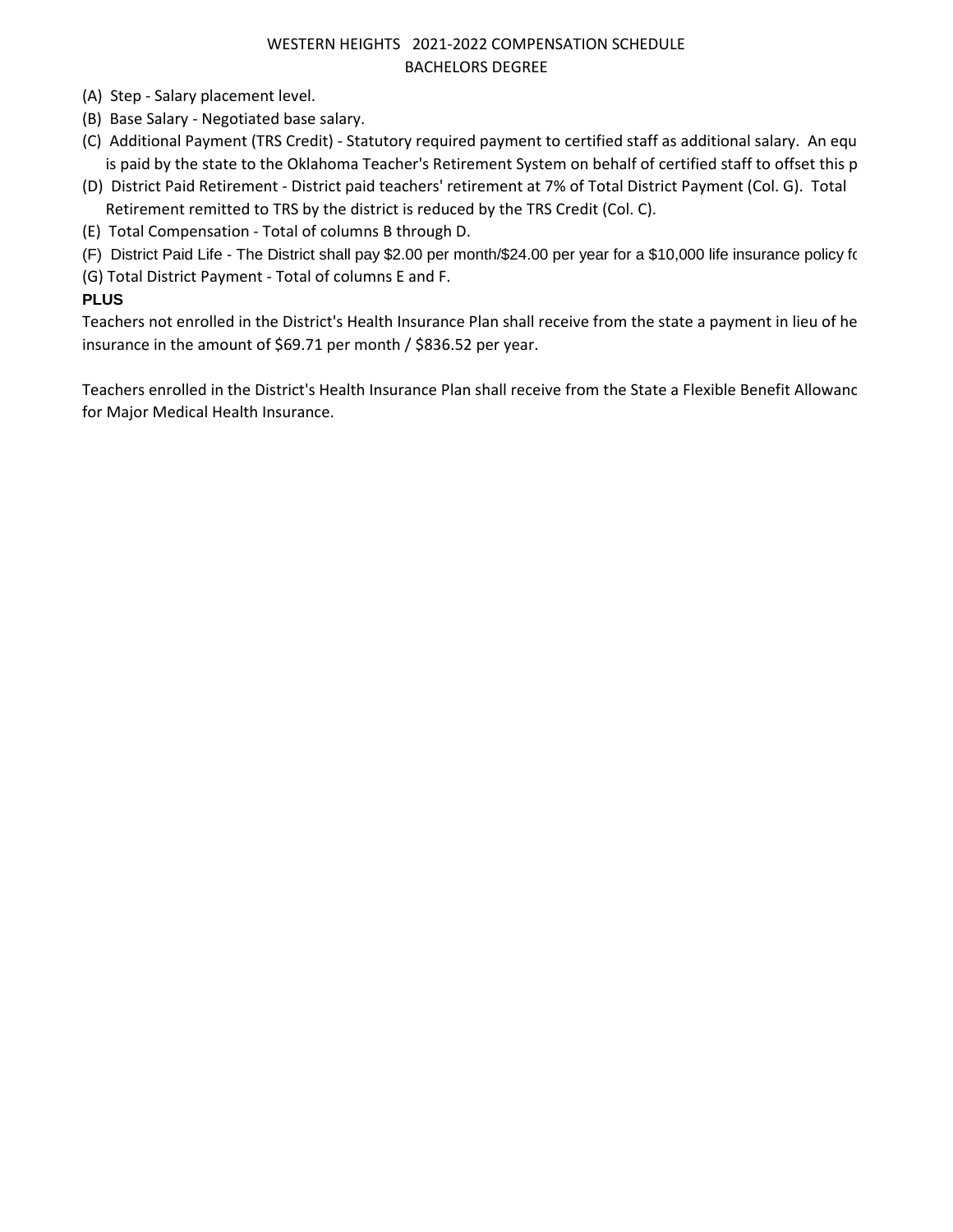WESTERN HEIGHTS 2021-2022 COMPENSATION SCHEDULE

BACHELORS DEGREE

(A) Step - Salary placement level.

(B) Base Salary - Negotiated base salary.

(C) Additional Payment (TRS Credit) - Statutory required payment to certified staff as additional salary. An equ is paid by the state to the Oklahoma Teacher's Retirement System on behalf of certified staff to offset this p

(D) District Paid Retirement - District paid teachers' retirement at 7% of Total District Payment (Col. G). Total Retirement remitted to TRS by the district is reduced by the TRS Credit (Col. C).

(E) Total Compensation - Total of columns B through D.

(F) District Paid Life - The District shall pay $2.00 per month/$24.00 per year for a $10,000 life insurance policy fo

(G) Total District Payment - Total of columns E and F.

**PLUS**

Teachers not enrolled in the District's Health Insurance Plan shall receive from the state a payment in lieu of he insurance in the amount of $69.71 per month / $836.52 per year.

Teachers enrolled in the District's Health Insurance Plan shall receive from the State a Flexible Benefit Allowanc for Major Medical Health Insurance.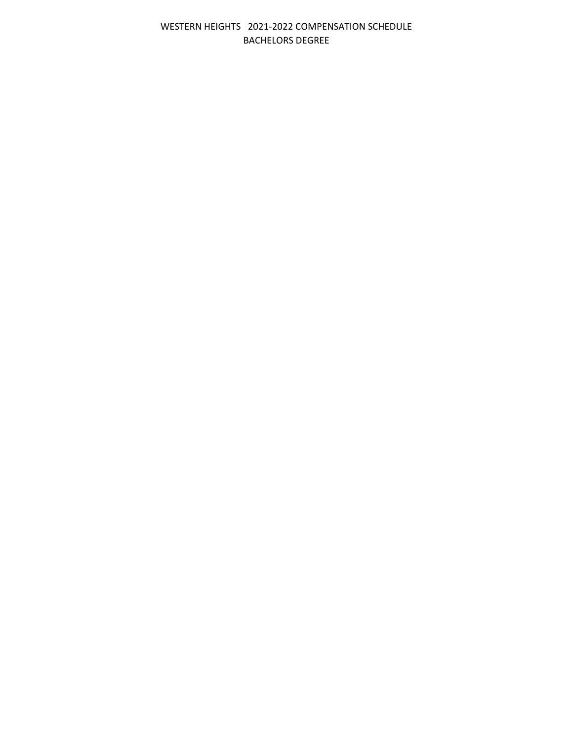WESTERN HEIGHTS 2021-2022 COMPENSATION SCHEDULE

BACHELORS DEGREE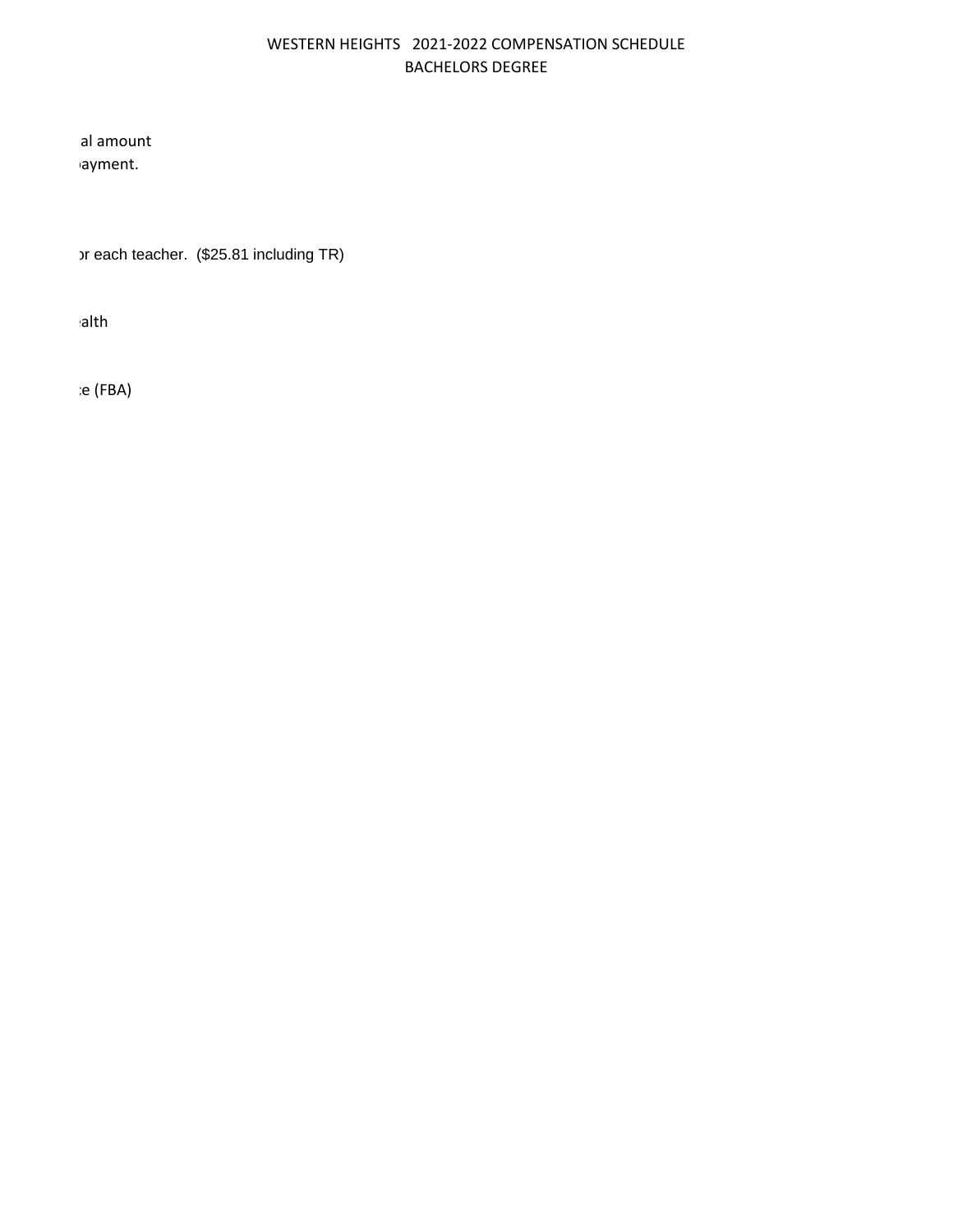WESTERN HEIGHTS 2021-2022 COMPENSATION SCHEDULE

BACHELORS DEGREE

al amount
ayment.

or each teacher. ($25.81 including TR)

alth

e (FBA)